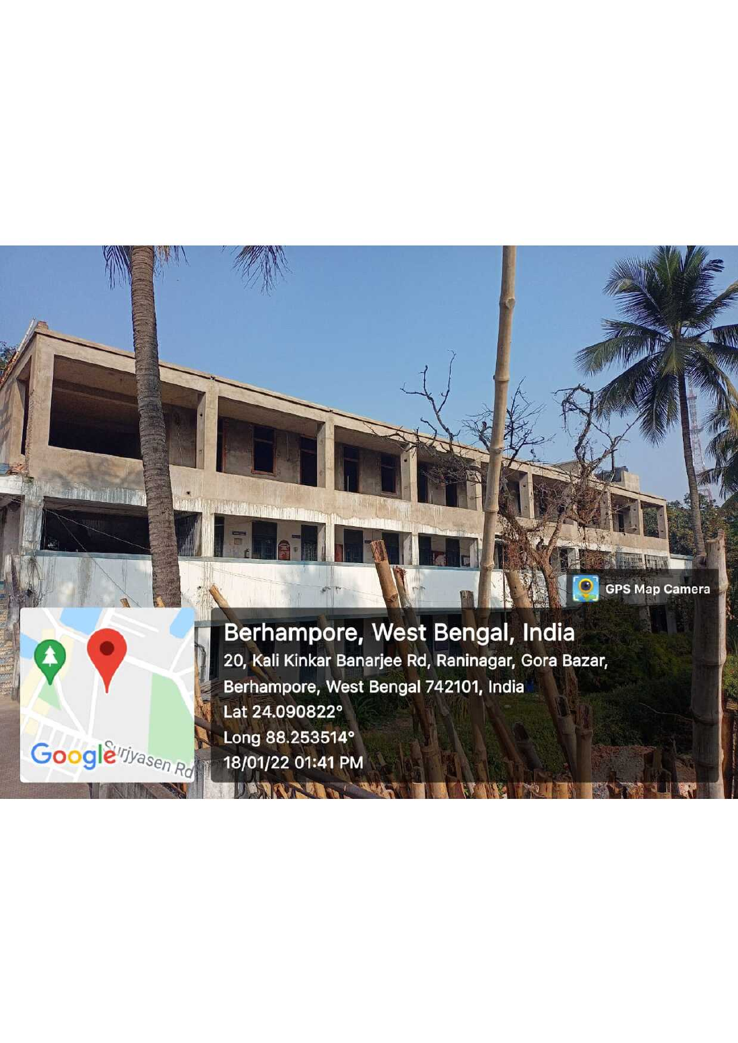GPS Map Camera

Berhampore, West Bengal, India

20, Kali Kinkar Banarjee Rd, Raninagar, Gora Bazar, Berhampore, West Bengal 742101, India

Lat 24.090822°

Long 88.253514°

18/01/22 01:41 PM

Google

Surjyasen Rd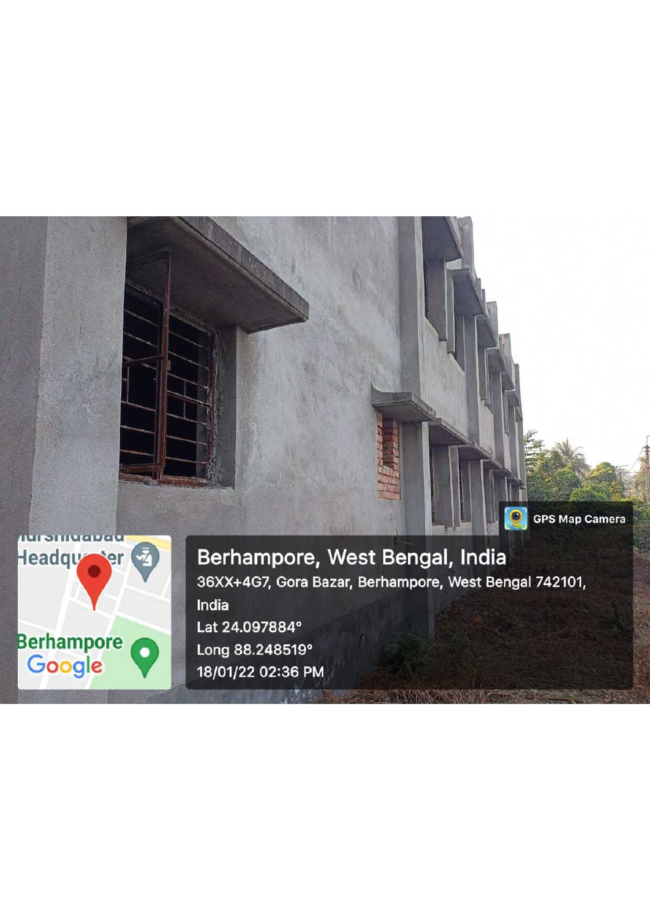Berhampore, West Bengal, India

36XX+4G7, Gora Bazar, Berhampore, West Bengal 742101, India

Lat 24.097884°

Long 88.248519°

18/01/22 02:36 PM

GPS Map Camera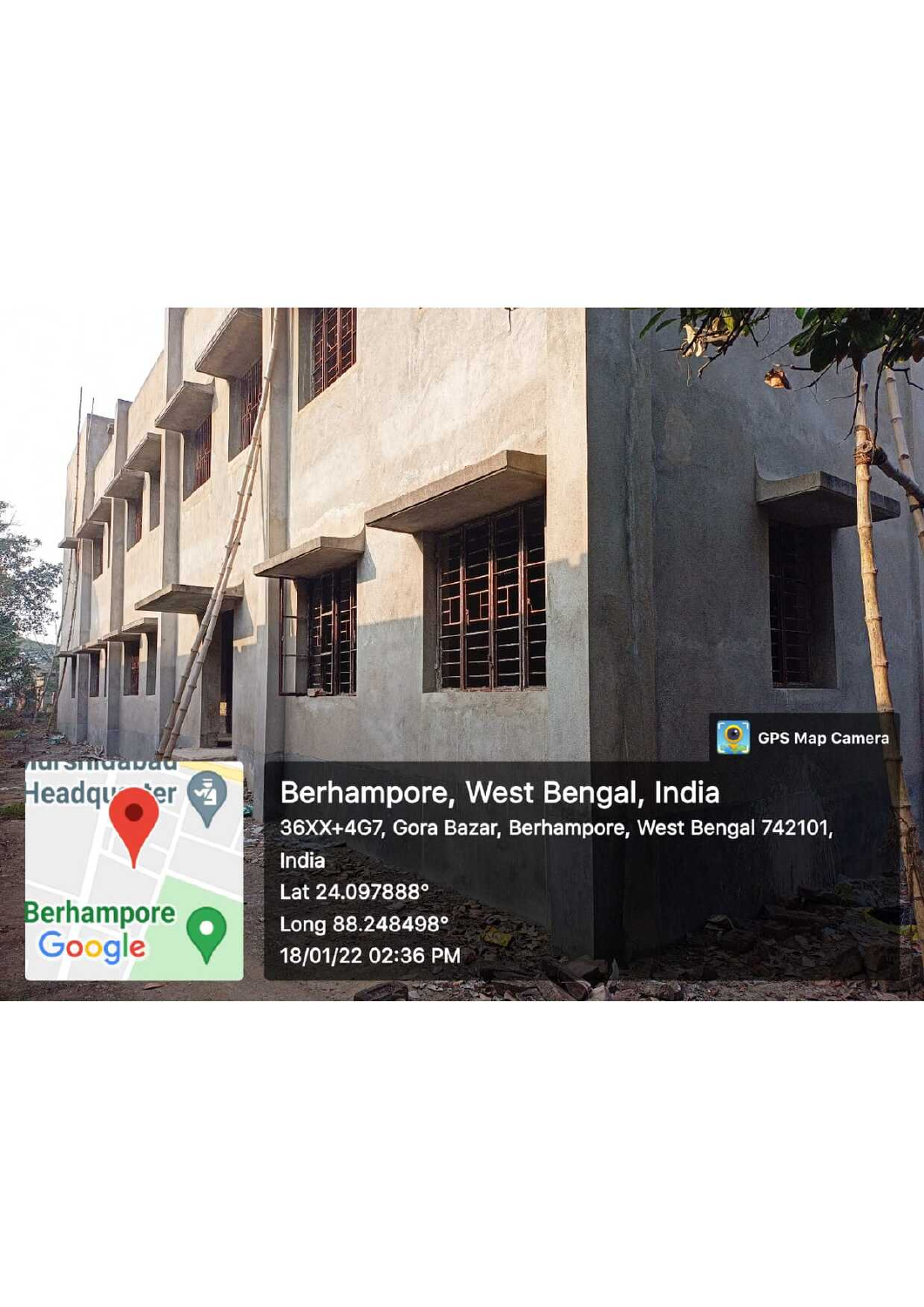GPS Map Camera

Berhampore, West Bengal, India

36XX+4G7, Gora Bazar, Berhampore, West Bengal 742101, India

Lat 24.097888°

Long 88.248498°

18/01/22 02:36 PM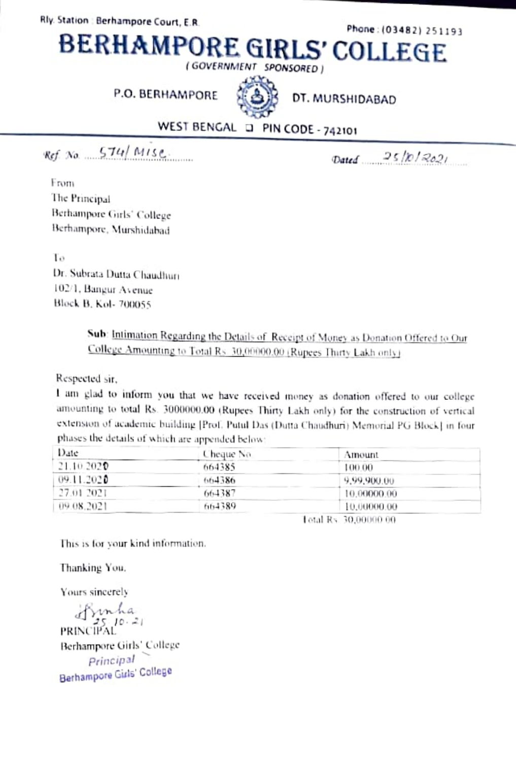Rly. Station : Berhampore Court, E.R.

Phone : (03482) 251193

# BERHAMPORE GIRLS' COLLEGE

(GOVERNMENT SPONSORED)

P.O. BERHAMPORE DT. MURSHIDABAD

WEST BENGAL ❑ PIN CODE - 742101

Ref. No. 574/ MISC.

Dated 25/10/2021

From
The Principal
Berhampore Girls' College
Berhampore, Murshidabad

To
Dr. Subrata Dutta Chaudhuri
102/1, Bangur Avenue
Block B, Kol- 700055

**Sub**: Intimation Regarding the Details of Receipt of Money as Donation Offered to Our College Amounting to Total Rs. 30,00000.00 (Rupees Thirty Lakh only)

Respected sir,

I am glad to inform you that we have received money as donation offered to our college amounting to total Rs. 3000000.00 (Rupees Thirty Lakh only) for the construction of vertical extension of academic building [Prof. Putul Das (Dutta Chaudhuri) Memorial PG Block] in four phases the details of which are appended below:

| Date | Cheque No | Amount |
|---|---|---|
| 21.10.2020 | 664385 | 100.00 |
| 09.11.2020 | 664386 | 9,99,900.00 |
| 27.01.2021 | 664387 | 10,00000.00 |
| 09.08.2021 | 664389 | 10,00000.00 |
| | | Total Rs. 30,00000.00 |

This is for your kind information.

Thanking You,

Yours sincerely

Sinha
25.10.21
PRINCIPAL
Berhampore Girls' College
Principal
Berhampore Girls' College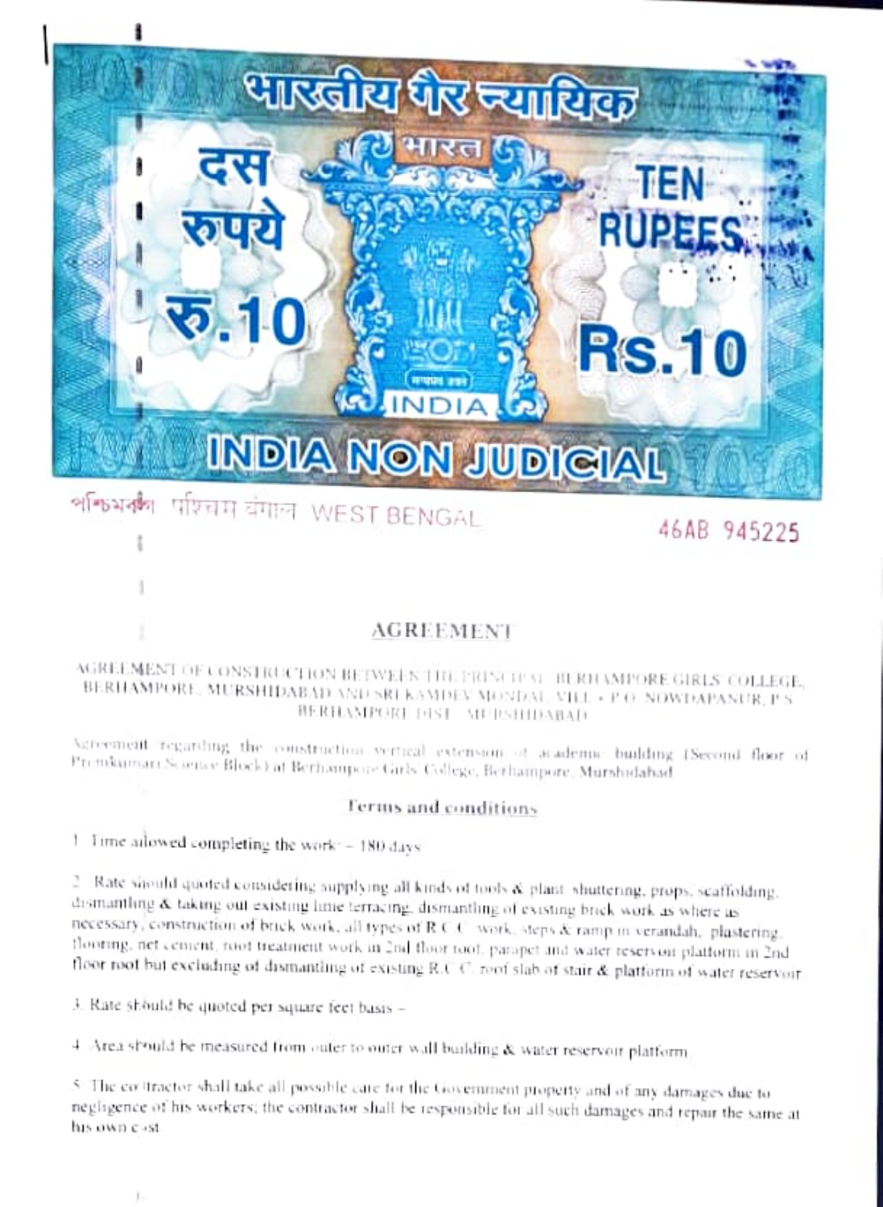भारतीय गैर न्यायिक

दस रुपये रु.10

भारत

TEN RUPEES Rs.10

INDIA

INDIA NON JUDICIAL

পশ্চিমবঙ্গ पश्चिम बंगाल WEST BENGAL

46AB 945225

## AGREEMENT

AGREEMENT OF CONSTRUCTION BETWEEN THE PRINCIPAL, BERHAMPORE GIRLS COLLEGE, BERHAMPORE, MURSHIDABAD AND SRI KAMDEV MONDAL, VILL + P.O. NOWDAPANUR, P.S. BERHAMPORE DIST. MURSHIDABAD

Agreement regarding the construction vertical extension of academic building (Second floor of Premkumari Science Block) at Berhampore Girls College, Berhampore, Murshidabad

### Terms and conditions

1. Time allowed completing the work – 180 days

2. Rate should quoted considering supplying all kinds of tools & plant, shuttering, props, scaffolding, dismantling & taking out existing lime terracing, dismantling of existing brick work as where as necessary, construction of brick work, all types of R.C.C. work, steps & ramp in verandah, plastering, flooring, net cement, roof treatment work in 2nd floor roof, parapet and water reservoir platform in 2nd floor roof but excluding of dismantling of existing R.C.C. roof slab of stair & platform of water reservoir.

3. Rate should be quoted per square feet basis –

4. Area should be measured from outer to outer wall building & water reservoir platform.

5. The contractor shall take all possible care for the Government property and of any damages due to negligence of his workers; the contractor shall be responsible for all such damages and repair the same at his own cost.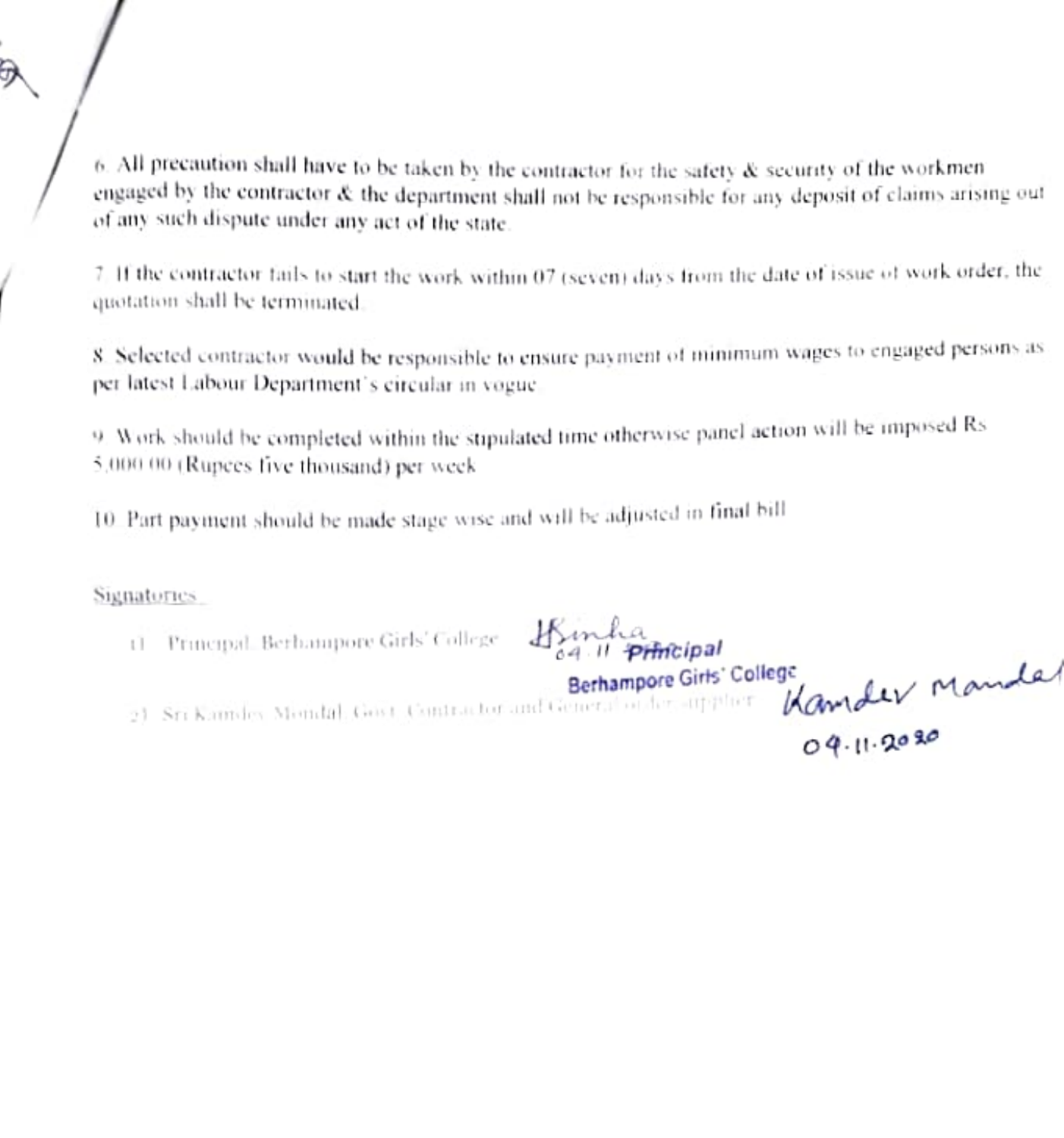6. All precaution shall have to be taken by the contractor for the safety & security of the workmen engaged by the contractor & the department shall not be responsible for any deposit of claims arising out of any such dispute under any act of the state.

7. If the contractor fails to start the work within 07 (seven) days from the date of issue of work order, the quotation shall be terminated.

8. Selected contractor would be responsible to ensure payment of minimum wages to engaged persons as per latest Labour Department's circular in vogue.

9. Work should be completed within the stipulated time otherwise panel action will be imposed Rs 5,000.00 (Rupees five thousand) per week.

10. Part payment should be made stage wise and will be adjusted in final bill.

Signatories

1) Principal, Berhampore Girls' College — HSinha 04.11 Principal Berhampore Girls' College

2) Sri Kamdev Mondal, Govt. Contractor and General order supplier — Kamdev Mandal 04.11.2020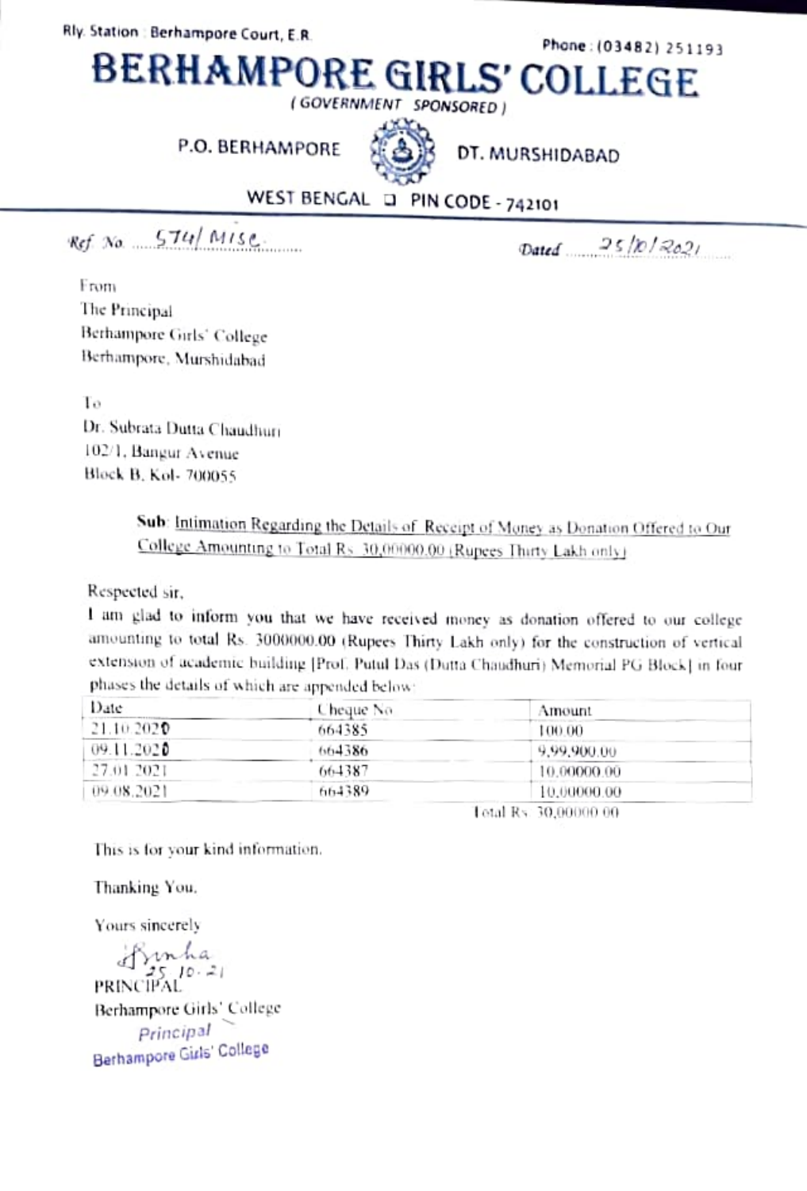Rly. Station : Berhampore Court, E.R.

Phone : (03482) 251193

# BERHAMPORE GIRLS' COLLEGE

(GOVERNMENT SPONSORED)

P.O. BERHAMPORE DT. MURSHIDABAD

WEST BENGAL ☐ PIN CODE - 742101

Ref. No. 574/ Misc.

Dated 25/10/2021

From
The Principal
Berhampore Girls' College
Berhampore, Murshidabad

To
Dr. Subrata Dutta Chaudhuri
102/1, Bangur Avenue
Block B, Kol- 700055

**Sub**: Intimation Regarding the Details of Receipt of Money as Donation Offered to Our College Amounting to Total Rs. 30,00000.00 (Rupees Thirty Lakh only)

Respected sir,

I am glad to inform you that we have received money as donation offered to our college amounting to total Rs. 3000000.00 (Rupees Thirty Lakh only) for the construction of vertical extension of academic building [Prof. Putul Das (Dutta Chaudhuri) Memorial PG Block] in four phases the details of which are appended below:

| Date | Cheque No | Amount |
|---|---|---|
| 21.10.2020 | 664385 | 100.00 |
| 09.11.2020 | 664386 | 9,99,900.00 |
| 27.01.2021 | 664387 | 10,00000.00 |
| 09.08.2021 | 664389 | 10,00000.00 |
| | | Total Rs. 30,00000.00 |

This is for your kind information.

Thanking You.

Yours sincerely

Sinha
25.10.21
PRINCIPAL
Berhampore Girls' College
Principal
Berhampore Girls' College